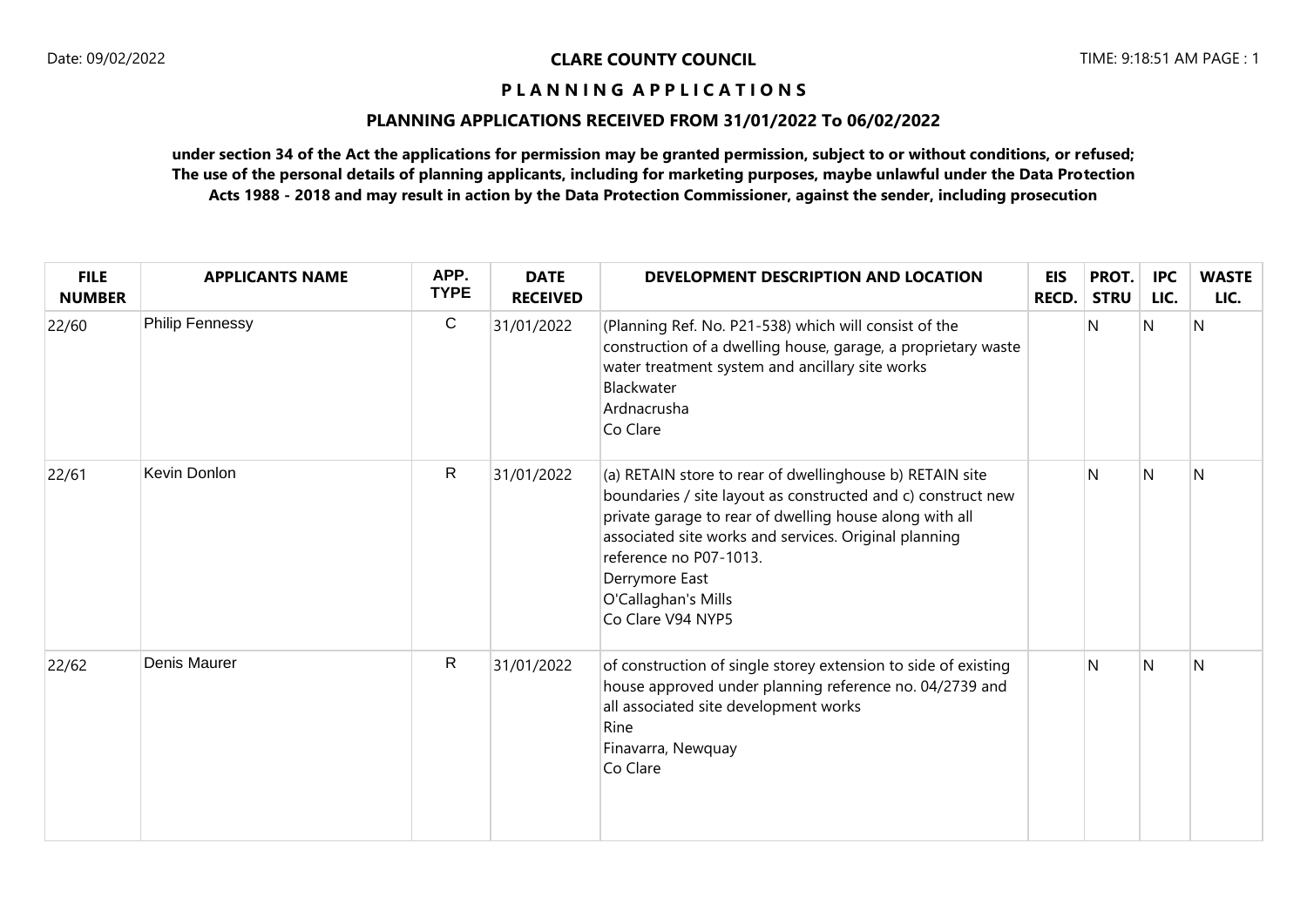**CLARE COUNTY COUNCIL**

**P L A N N I N G A P P L I C A T I O N S**

**PLANNING APPLICATIONS RECEIVED FROM 31/01/2022 To 06/02/2022**

**under section 34 of the Act the applications for permission may be granted permission, subject to or without conditions, or refused; The use of the personal details of planning applicants, including for marketing purposes, maybe unlawful under the Data Protection Acts 1988 - 2018 and may result in action by the Data Protection Commissioner, against the sender, including prosecution**

| FILE NUMBER | APPLICANTS NAME | APP. TYPE | DATE RECEIVED | DEVELOPMENT DESCRIPTION AND LOCATION | EIS RECD. | PROT. STRU | IPC LIC. | WASTE LIC. |
|---|---|---|---|---|---|---|---|---|
| 22/60 | Philip Fennessy | C | 31/01/2022 | (Planning Ref. No. P21-538) which will consist of the construction of a dwelling house, garage, a proprietary waste water treatment system and ancillary site works<br>Blackwater<br>Ardnacrusha<br>Co Clare | | N | N | N |
| 22/61 | Kevin Donlon | R | 31/01/2022 | (a) RETAIN store to rear of dwellinghouse b) RETAIN site boundaries / site layout as constructed and c) construct new private garage to rear of dwelling house along with all associated site works and services. Original planning reference no P07-1013.<br>Derrymore East<br>O'Callaghan's Mills<br>Co Clare V94 NYP5 | | N | N | N |
| 22/62 | Denis Maurer | R | 31/01/2022 | of construction of single storey extension to side of existing house approved under planning reference no. 04/2739 and all associated site development works<br>Rine<br>Finavarra, Newquay<br>Co Clare | | N | N | N |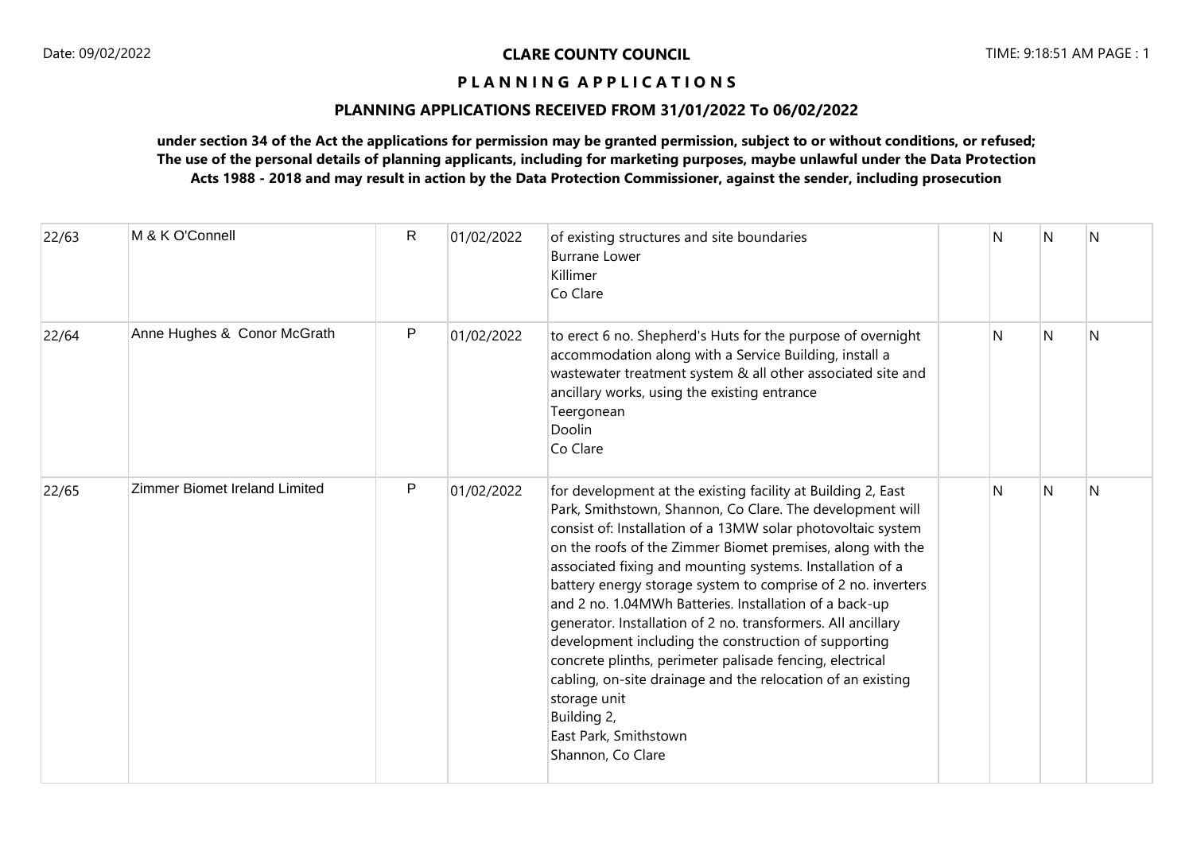**CLARE COUNTY COUNCIL**

**P L A N N I N G A P P L I C A T I O N S**

**PLANNING APPLICATIONS RECEIVED FROM 31/01/2022 To 06/02/2022**

**under section 34 of the Act the applications for permission may be granted permission, subject to or without conditions, or refused; The use of the personal details of planning applicants, including for marketing purposes, maybe unlawful under the Data Protection Acts 1988 - 2018 and may result in action by the Data Protection Commissioner, against the sender, including prosecution**

| | | | | | | | | |
|---|---|---|---|---|---|---|---|---|
| 22/63 | M & K O'Connell | R | 01/02/2022 | of existing structures and site boundaries<br>Burrane Lower<br>Killimer<br>Co Clare | | N | N | N |
| 22/64 | Anne Hughes & Conor McGrath | P | 01/02/2022 | to erect 6 no. Shepherd's Huts for the purpose of overnight accommodation along with a Service Building, install a wastewater treatment system & all other associated site and ancillary works, using the existing entrance<br>Teergonean<br>Doolin<br>Co Clare | | N | N | N |
| 22/65 | Zimmer Biomet Ireland Limited | P | 01/02/2022 | for development at the existing facility at Building 2, East Park, Smithstown, Shannon, Co Clare. The development will consist of: Installation of a 13MW solar photovoltaic system on the roofs of the Zimmer Biomet premises, along with the associated fixing and mounting systems. Installation of a battery energy storage system to comprise of 2 no. inverters and 2 no. 1.04MWh Batteries. Installation of a back-up generator. Installation of 2 no. transformers. All ancillary development including the construction of supporting concrete plinths, perimeter palisade fencing, electrical cabling, on-site drainage and the relocation of an existing storage unit<br>Building 2,<br>East Park, Smithstown<br>Shannon, Co Clare | | N | N | N |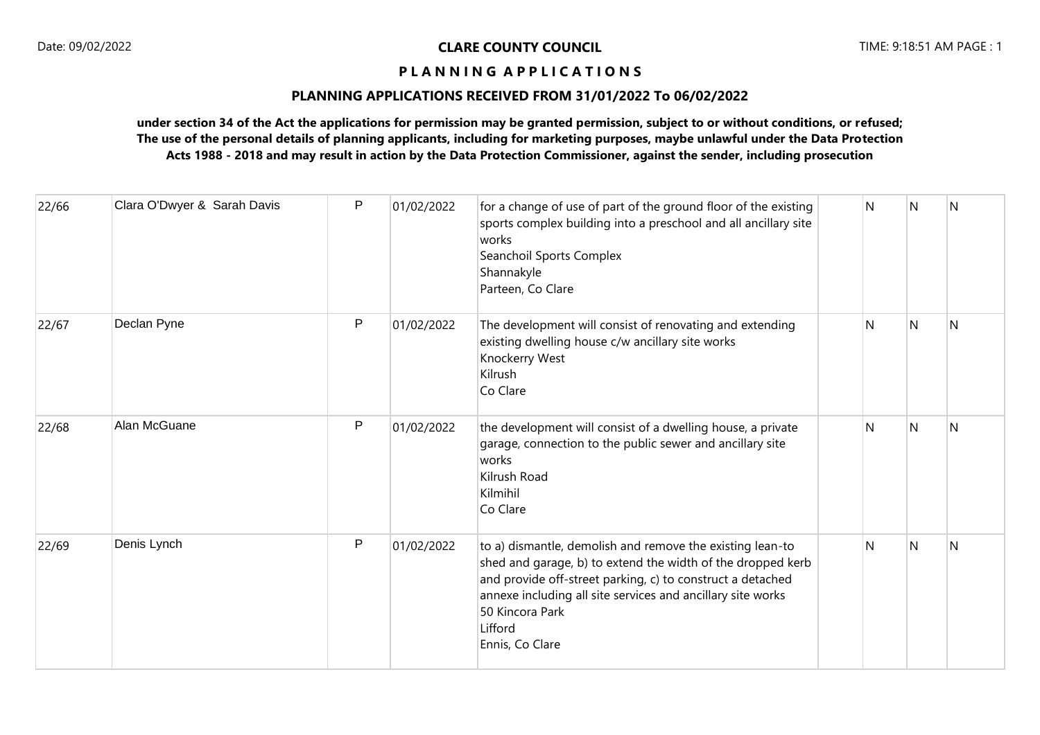**CLARE COUNTY COUNCIL**

**P L A N N I N G A P P L I C A T I O N S**

**PLANNING APPLICATIONS RECEIVED FROM 31/01/2022 To 06/02/2022**

**under section 34 of the Act the applications for permission may be granted permission, subject to or without conditions, or refused; The use of the personal details of planning applicants, including for marketing purposes, maybe unlawful under the Data Protection Acts 1988 - 2018 and may result in action by the Data Protection Commissioner, against the sender, including prosecution**

| | | | | | | | | |
|---|---|---|---|---|---|---|---|---|
| 22/66 | Clara O'Dwyer & Sarah Davis | P | 01/02/2022 | for a change of use of part of the ground floor of the existing sports complex building into a preschool and all ancillary site works<br>Seanchoil Sports Complex<br>Shannakyle<br>Parteen, Co Clare | | N | N | N |
| 22/67 | Declan Pyne | P | 01/02/2022 | The development will consist of renovating and extending existing dwelling house c/w ancillary site works<br>Knockerry West<br>Kilrush<br>Co Clare | | N | N | N |
| 22/68 | Alan McGuane | P | 01/02/2022 | the development will consist of a dwelling house, a private garage, connection to the public sewer and ancillary site works<br>Kilrush Road<br>Kilmihil<br>Co Clare | | N | N | N |
| 22/69 | Denis Lynch | P | 01/02/2022 | to a) dismantle, demolish and remove the existing lean-to shed and garage, b) to extend the width of the dropped kerb and provide off-street parking, c) to construct a detached annexe including all site services and ancillary site works<br>50 Kincora Park<br>Lifford<br>Ennis, Co Clare | | N | N | N |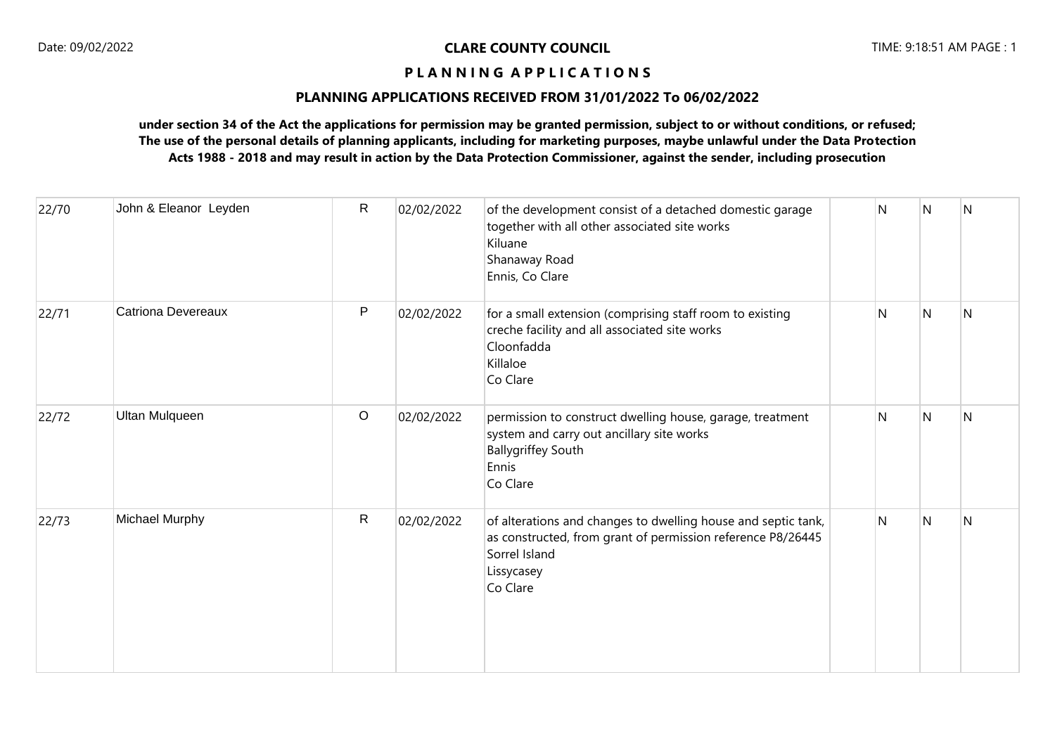**CLARE COUNTY COUNCIL**

**P L A N N I N G A P P L I C A T I O N S**

**PLANNING APPLICATIONS RECEIVED FROM 31/01/2022 To 06/02/2022**

**under section 34 of the Act the applications for permission may be granted permission, subject to or without conditions, or refused; The use of the personal details of planning applicants, including for marketing purposes, maybe unlawful under the Data Protection Acts 1988 - 2018 and may result in action by the Data Protection Commissioner, against the sender, including prosecution**

| | | | | | | | | |
|---|---|---|---|---|---|---|---|---|
| 22/70 | John & Eleanor Leyden | R | 02/02/2022 | of the development consist of a detached domestic garage together with all other associated site works<br>Kiluane<br>Shanaway Road<br>Ennis, Co Clare | | N | N | N |
| 22/71 | Catriona Devereaux | P | 02/02/2022 | for a small extension (comprising staff room to existing creche facility and all associated site works<br>Cloonfadda<br>Killaloe<br>Co Clare | | N | N | N |
| 22/72 | Ultan Mulqueen | O | 02/02/2022 | permission to construct dwelling house, garage, treatment system and carry out ancillary site works<br>Ballygriffey South<br>Ennis<br>Co Clare | | N | N | N |
| 22/73 | Michael Murphy | R | 02/02/2022 | of alterations and changes to dwelling house and septic tank, as constructed, from grant of permission reference P8/26445<br>Sorrel Island<br>Lissycasey<br>Co Clare | | N | N | N |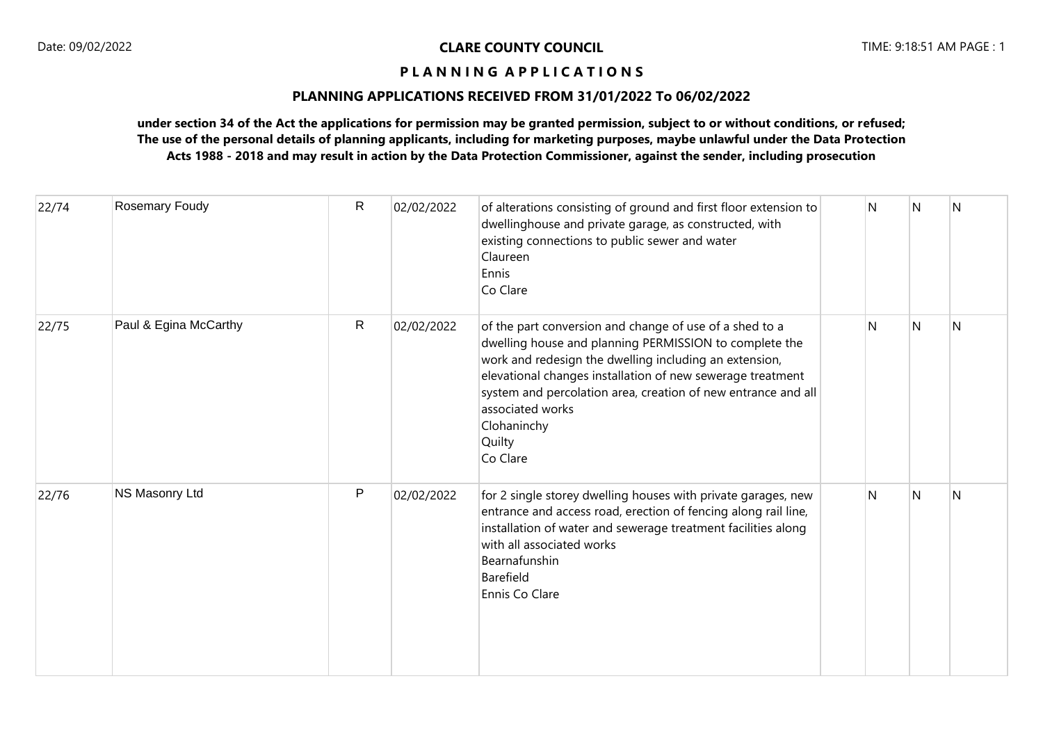**CLARE COUNTY COUNCIL**

**P L A N N I N G A P P L I C A T I O N S**

**PLANNING APPLICATIONS RECEIVED FROM 31/01/2022 To 06/02/2022**

**under section 34 of the Act the applications for permission may be granted permission, subject to or without conditions, or refused; The use of the personal details of planning applicants, including for marketing purposes, maybe unlawful under the Data Protection Acts 1988 - 2018 and may result in action by the Data Protection Commissioner, against the sender, including prosecution**

| | | | | | | | | |
|---|---|---|---|---|---|---|---|---|
| 22/74 | Rosemary Foudy | R | 02/02/2022 | of alterations consisting of ground and first floor extension to dwellinghouse and private garage, as constructed, with existing connections to public sewer and water<br>Claureen<br>Ennis<br>Co Clare | | N | N | N |
| 22/75 | Paul & Egina McCarthy | R | 02/02/2022 | of the part conversion and change of use of a shed to a dwelling house and planning PERMISSION to complete the work and redesign the dwelling including an extension, elevational changes installation of new sewerage treatment system and percolation area, creation of new entrance and all associated works<br>Clohaninchy<br>Quilty<br>Co Clare | | N | N | N |
| 22/76 | NS Masonry Ltd | P | 02/02/2022 | for 2 single storey dwelling houses with private garages, new entrance and access road, erection of fencing along rail line, installation of water and sewerage treatment facilities along with all associated works<br>Bearnafunshin<br>Barefield<br>Ennis Co Clare | | N | N | N |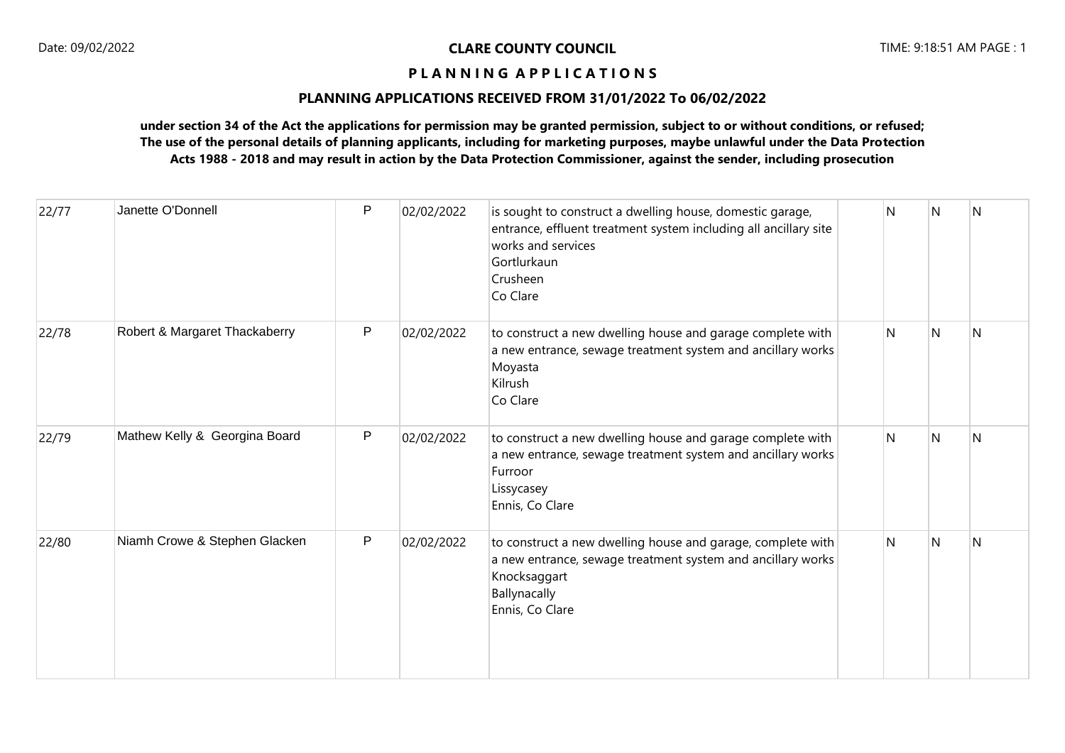**CLARE COUNTY COUNCIL**

**P L A N N I N G A P P L I C A T I O N S**

**PLANNING APPLICATIONS RECEIVED FROM 31/01/2022 To 06/02/2022**

**under section 34 of the Act the applications for permission may be granted permission, subject to or without conditions, or refused; The use of the personal details of planning applicants, including for marketing purposes, maybe unlawful under the Data Protection Acts 1988 - 2018 and may result in action by the Data Protection Commissioner, against the sender, including prosecution**

| | | | | | | | | |
|---|---|---|---|---|---|---|---|---|
| 22/77 | Janette O'Donnell | P | 02/02/2022 | is sought to construct a dwelling house, domestic garage, entrance, effluent treatment system including all ancillary site works and services<br>Gortlurkaun<br>Crusheen<br>Co Clare | | N | N | N |
| 22/78 | Robert & Margaret Thackaberry | P | 02/02/2022 | to construct a new dwelling house and garage complete with a new entrance, sewage treatment system and ancillary works<br>Moyasta<br>Kilrush<br>Co Clare | | N | N | N |
| 22/79 | Mathew Kelly & Georgina Board | P | 02/02/2022 | to construct a new dwelling house and garage complete with a new entrance, sewage treatment system and ancillary works<br>Furroor<br>Lissycasey<br>Ennis, Co Clare | | N | N | N |
| 22/80 | Niamh Crowe & Stephen Glacken | P | 02/02/2022 | to construct a new dwelling house and garage, complete with a new entrance, sewage treatment system and ancillary works<br>Knocksaggart<br>Ballynacally<br>Ennis, Co Clare | | N | N | N |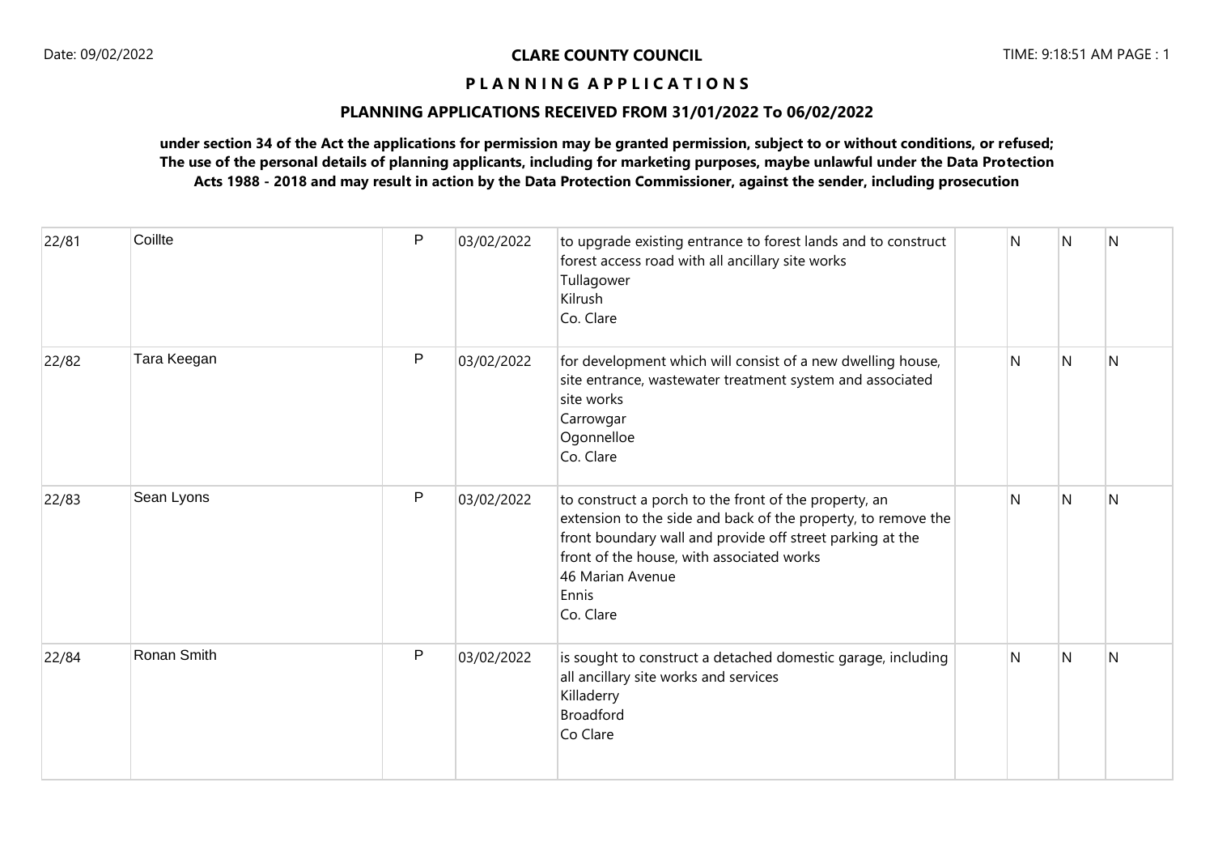**CLARE COUNTY COUNCIL**

**P L A N N I N G A P P L I C A T I O N S**

**PLANNING APPLICATIONS RECEIVED FROM 31/01/2022 To 06/02/2022**

**under section 34 of the Act the applications for permission may be granted permission, subject to or without conditions, or refused; The use of the personal details of planning applicants, including for marketing purposes, maybe unlawful under the Data Protection Acts 1988 - 2018 and may result in action by the Data Protection Commissioner, against the sender, including prosecution**

| | | | | | | | | |
|---|---|---|---|---|---|---|---|---|
| 22/81 | Coillte | P | 03/02/2022 | to upgrade existing entrance to forest lands and to construct forest access road with all ancillary site works<br>Tullagower<br>Kilrush<br>Co. Clare | | N | N | N |
| 22/82 | Tara Keegan | P | 03/02/2022 | for development which will consist of a new dwelling house, site entrance, wastewater treatment system and associated site works<br>Carrowgar<br>Ogonnelloe<br>Co. Clare | | N | N | N |
| 22/83 | Sean Lyons | P | 03/02/2022 | to construct a porch to the front of the property, an extension to the side and back of the property, to remove the front boundary wall and provide off street parking at the front of the house, with associated works<br>46 Marian Avenue<br>Ennis<br>Co. Clare | | N | N | N |
| 22/84 | Ronan Smith | P | 03/02/2022 | is sought to construct a detached domestic garage, including all ancillary site works and services<br>Killaderry<br>Broadford<br>Co Clare | | N | N | N |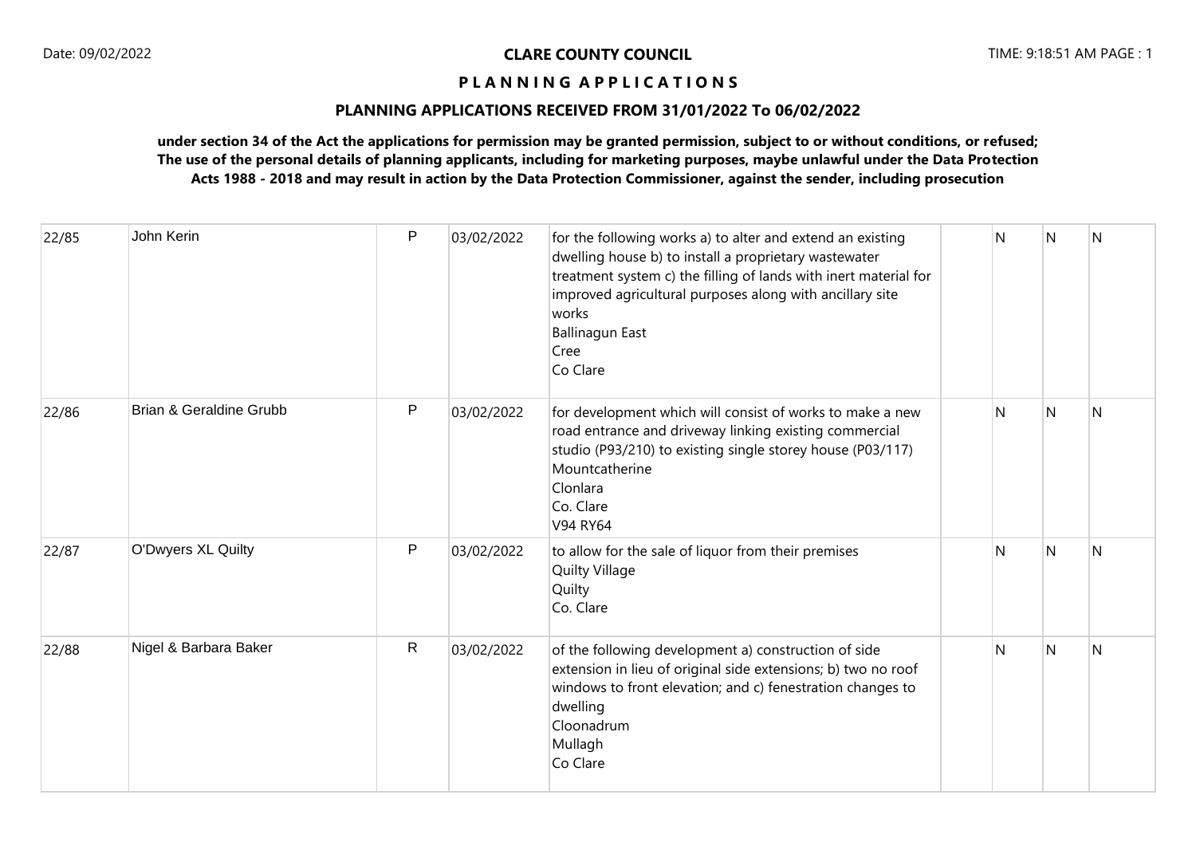**CLARE COUNTY COUNCIL**

**P L A N N I N G A P P L I C A T I O N S**

**PLANNING APPLICATIONS RECEIVED FROM 31/01/2022 To 06/02/2022**

**under section 34 of the Act the applications for permission may be granted permission, subject to or without conditions, or refused; The use of the personal details of planning applicants, including for marketing purposes, maybe unlawful under the Data Protection Acts 1988 - 2018 and may result in action by the Data Protection Commissioner, against the sender, including prosecution**

| | | | | | | | | |
|---|---|---|---|---|---|---|---|---|
| 22/85 | John Kerin | P | 03/02/2022 | for the following works a) to alter and extend an existing dwelling house b) to install a proprietary wastewater treatment system c) the filling of lands with inert material for improved agricultural purposes along with ancillary site works<br>Ballinagun East<br>Cree<br>Co Clare | | N | N | N |
| 22/86 | Brian & Geraldine Grubb | P | 03/02/2022 | for development which will consist of works to make a new road entrance and driveway linking existing commercial studio (P93/210) to existing single storey house (P03/117)<br>Mountcatherine<br>Clonlara<br>Co. Clare<br>V94 RY64 | | N | N | N |
| 22/87 | O'Dwyers XL Quilty | P | 03/02/2022 | to allow for the sale of liquor from their premises<br>Quilty Village<br>Quilty<br>Co. Clare | | N | N | N |
| 22/88 | Nigel & Barbara Baker | R | 03/02/2022 | of the following development a) construction of side extension in lieu of original side extensions; b) two no roof windows to front elevation; and c) fenestration changes to dwelling<br>Cloonadrum<br>Mullagh<br>Co Clare | | N | N | N |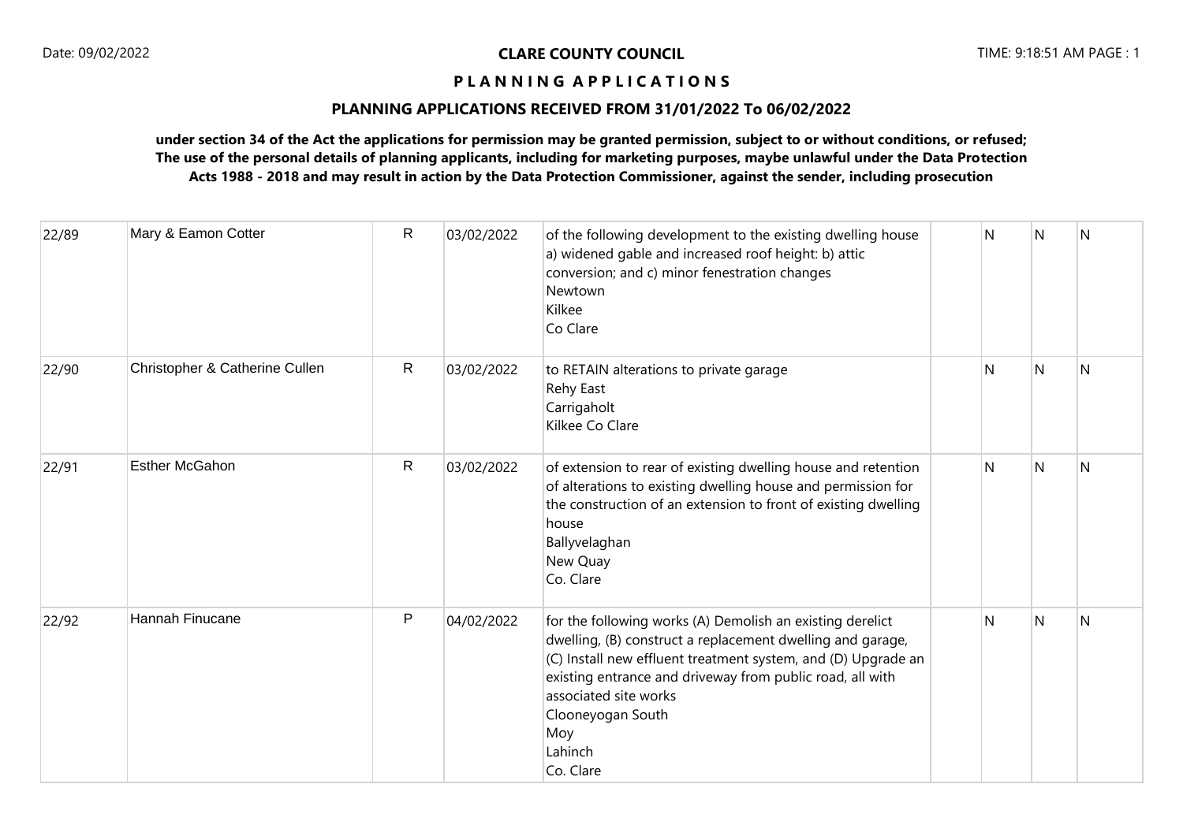**CLARE COUNTY COUNCIL**

**P L A N N I N G A P P L I C A T I O N S**

**PLANNING APPLICATIONS RECEIVED FROM 31/01/2022 To 06/02/2022**

**under section 34 of the Act the applications for permission may be granted permission, subject to or without conditions, or refused; The use of the personal details of planning applicants, including for marketing purposes, maybe unlawful under the Data Protection Acts 1988 - 2018 and may result in action by the Data Protection Commissioner, against the sender, including prosecution**

| | | | | | | | | |
|---|---|---|---|---|---|---|---|---|
| 22/89 | Mary & Eamon Cotter | R | 03/02/2022 | of the following development to the existing dwelling house a) widened gable and increased roof height: b) attic conversion; and c) minor fenestration changes<br>Newtown<br>Kilkee<br>Co Clare | | N | N | N |
| 22/90 | Christopher & Catherine Cullen | R | 03/02/2022 | to RETAIN alterations to private garage<br>Rehy East<br>Carrigaholt<br>Kilkee Co Clare | | N | N | N |
| 22/91 | Esther McGahon | R | 03/02/2022 | of extension to rear of existing dwelling house and retention of alterations to existing dwelling house and permission for the construction of an extension to front of existing dwelling house<br>Ballyvelaghan<br>New Quay<br>Co. Clare | | N | N | N |
| 22/92 | Hannah Finucane | P | 04/02/2022 | for the following works (A) Demolish an existing derelict dwelling, (B) construct a replacement dwelling and garage, (C) Install new effluent treatment system, and (D) Upgrade an existing entrance and driveway from public road, all with associated site works<br>Clooneyogan South<br>Moy<br>Lahinch<br>Co. Clare | | N | N | N |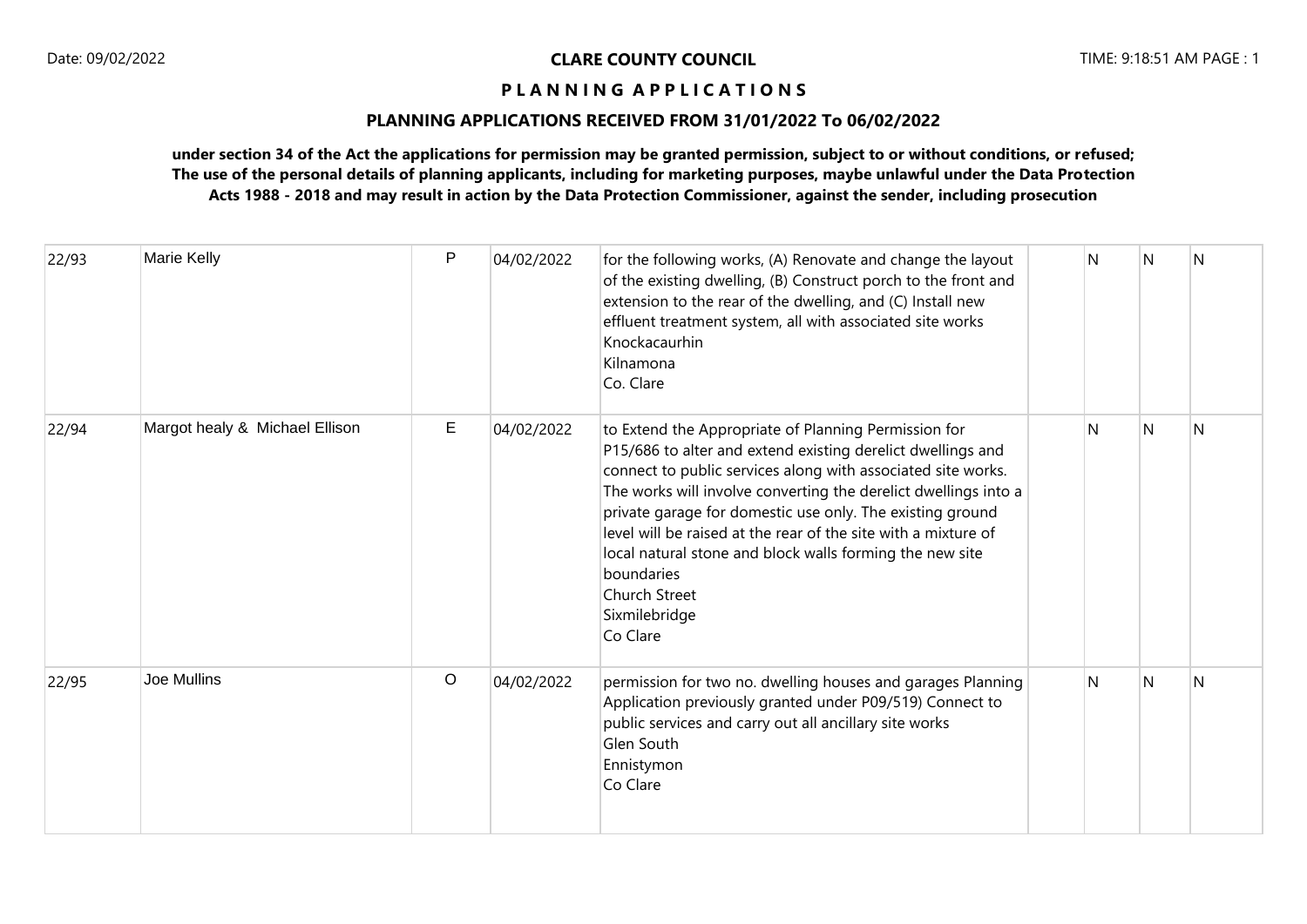**CLARE COUNTY COUNCIL**

**P L A N N I N G A P P L I C A T I O N S**

**PLANNING APPLICATIONS RECEIVED FROM 31/01/2022 To 06/02/2022**

**under section 34 of the Act the applications for permission may be granted permission, subject to or without conditions, or refused; The use of the personal details of planning applicants, including for marketing purposes, maybe unlawful under the Data Protection Acts 1988 - 2018 and may result in action by the Data Protection Commissioner, against the sender, including prosecution**

| | | | | | | | | |
|---|---|---|---|---|---|---|---|---|
| 22/93 | Marie Kelly | P | 04/02/2022 | for the following works, (A) Renovate and change the layout of the existing dwelling, (B) Construct porch to the front and extension to the rear of the dwelling, and (C) Install new effluent treatment system, all with associated site works<br>Knockacaurhin<br>Kilnamona<br>Co. Clare | | N | N | N |
| 22/94 | Margot healy & Michael Ellison | E | 04/02/2022 | to Extend the Appropriate of Planning Permission for P15/686 to alter and extend existing derelict dwellings and connect to public services along with associated site works. The works will involve converting the derelict dwellings into a private garage for domestic use only. The existing ground level will be raised at the rear of the site with a mixture of local natural stone and block walls forming the new site boundaries<br>Church Street<br>Sixmilebridge<br>Co Clare | | N | N | N |
| 22/95 | Joe Mullins | O | 04/02/2022 | permission for two no. dwelling houses and garages Planning Application previously granted under P09/519) Connect to public services and carry out all ancillary site works<br>Glen South<br>Ennistymon<br>Co Clare | | N | N | N |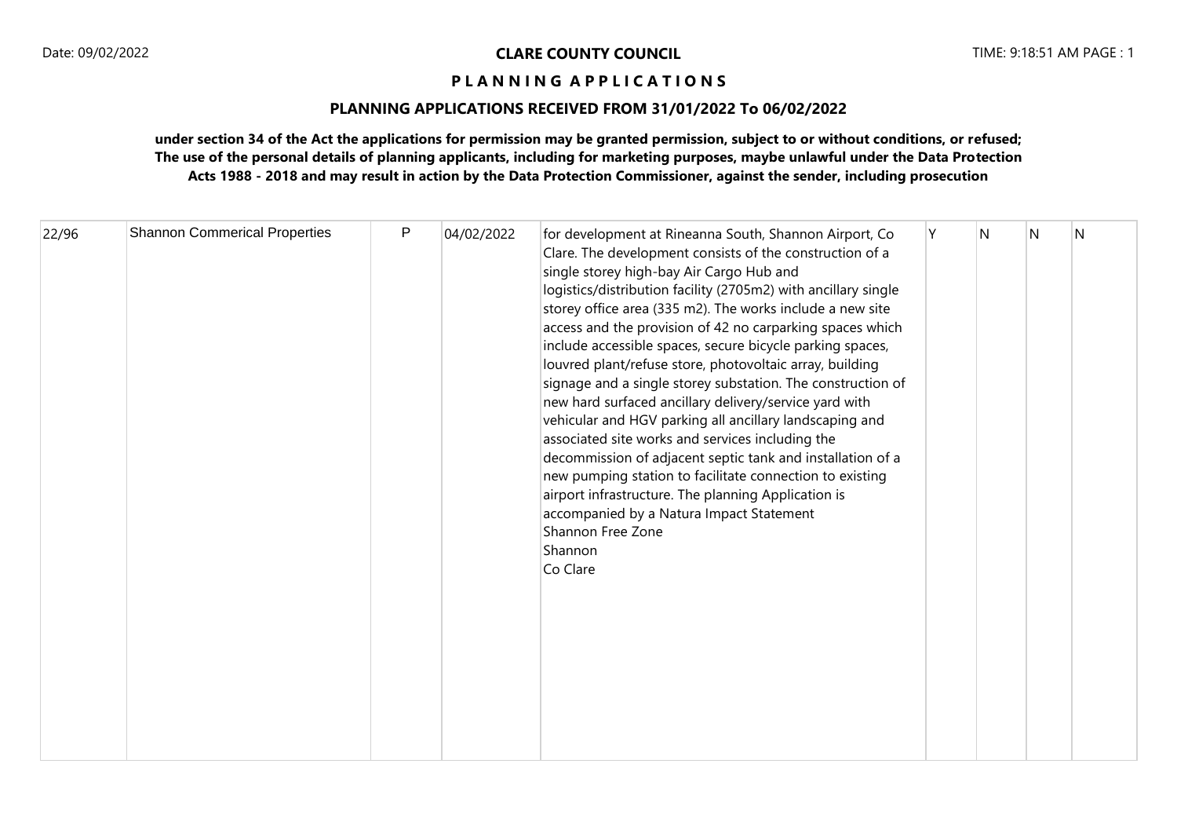**CLARE COUNTY COUNCIL**

**P L A N N I N G  A P P L I C A T I O N S**

**PLANNING APPLICATIONS RECEIVED FROM 31/01/2022 To 06/02/2022**

**under section 34 of the Act the applications for permission may be granted permission, subject to or without conditions, or refused; The use of the personal details of planning applicants, including for marketing purposes, maybe unlawful under the Data Protection Acts 1988 - 2018 and may result in action by the Data Protection Commissioner, against the sender, including prosecution**

| | | | | | | | | |
|---|---|---|---|---|---|---|---|---|
| 22/96 | Shannon Commerical Properties | P | 04/02/2022 | for development at Rineanna South, Shannon Airport, Co Clare. The development consists of the construction of a single storey high-bay Air Cargo Hub and logistics/distribution facility (2705m2) with ancillary single storey office area (335 m2). The works include a new site access and the provision of 42 no carparking spaces which include accessible spaces, secure bicycle parking spaces, louvred plant/refuse store, photovoltaic array, building signage and a single storey substation. The construction of new hard surfaced ancillary delivery/service yard with vehicular and HGV parking all ancillary landscaping and associated site works and services including the decommission of adjacent septic tank and installation of a new pumping station to facilitate connection to existing airport infrastructure. The planning Application is accompanied by a Natura Impact Statement<br>Shannon Free Zone<br>Shannon<br>Co Clare | Y | N | N | N |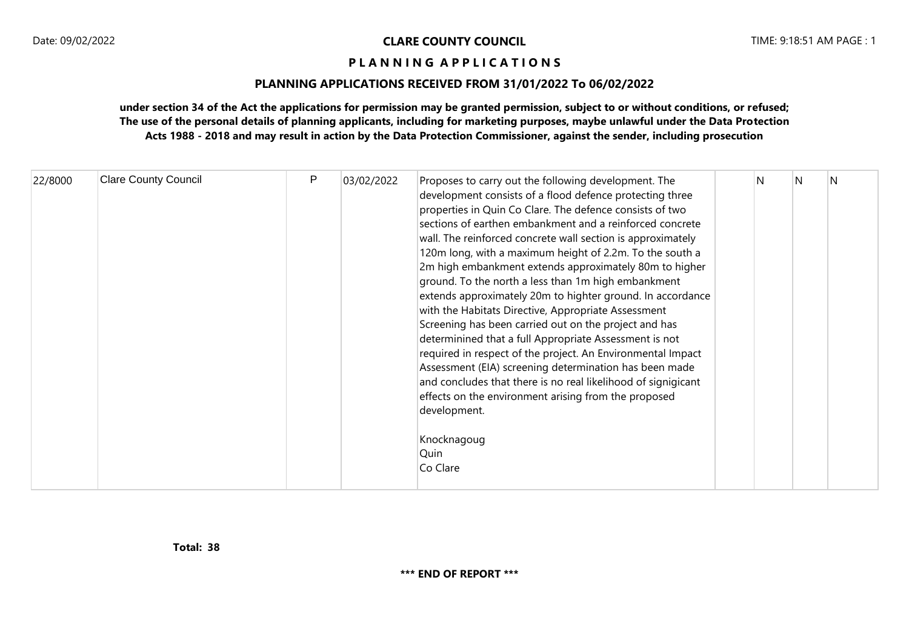**CLARE COUNTY COUNCIL**

**P L A N N I N G A P P L I C A T I O N S**

**PLANNING APPLICATIONS RECEIVED FROM 31/01/2022 To 06/02/2022**

**under section 34 of the Act the applications for permission may be granted permission, subject to or without conditions, or refused; The use of the personal details of planning applicants, including for marketing purposes, maybe unlawful under the Data Protection Acts 1988 - 2018 and may result in action by the Data Protection Commissioner, against the sender, including prosecution**

| | | | | | | | | |
|---|---|---|---|---|---|---|---|---|
| 22/8000 | Clare County Council | P | 03/02/2022 | Proposes to carry out the following development. The development consists of a flood defence protecting three properties in Quin Co Clare. The defence consists of two sections of earthen embankment and a reinforced concrete wall. The reinforced concrete wall section is approximately 120m long, with a maximum height of 2.2m. To the south a 2m high embankment extends approximately 80m to higher ground. To the north a less than 1m high embankment extends approximately 20m to highter ground. In accordance with the Habitats Directive, Appropriate Assessment Screening has been carried out on the project and has determinined that a full Appropriate Assessment is not required in respect of the project. An Environmental Impact Assessment (EIA) screening determination has been made and concludes that there is no real likelihood of signigicant effects on the environment arising from the proposed development.<br><br>Knocknagoug<br>Quin<br>Co Clare | | N | N | N |

**Total: 38**

**\*\*\* END OF REPORT \*\*\***